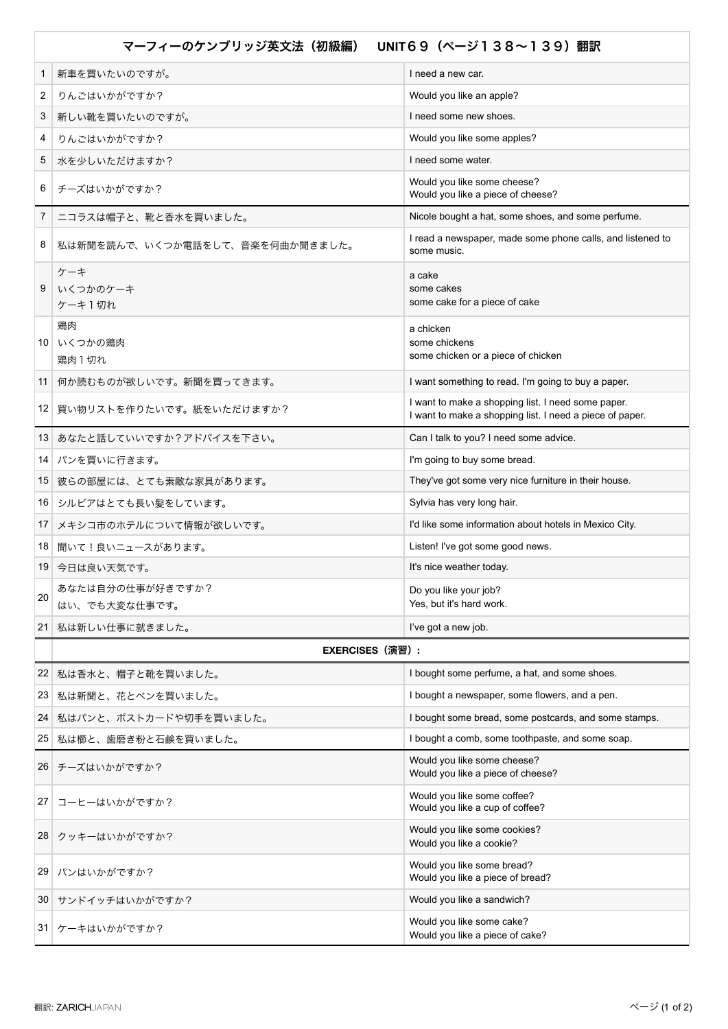| マーフィーのケンブリッジ英文法（初級編）　UNIT６９（ページ１３８〜１３９）翻訳 | | |
|---|---|---|
| 1 | 新車を買いたいのですが。 | I need a new car. |
| 2 | りんごはいかがですか？ | Would you like an apple? |
| 3 | 新しい靴を買いたいのですが。 | I need some new shoes. |
| 4 | りんごはいかがですか？ | Would you like some apples? |
| 5 | 水を少しいただけますか？ | I need some water. |
| 6 | チーズはいかがですか？ | Would you like some cheese?<br>Would you like a piece of cheese? |
| 7 | ニコラスは帽子と、靴と香水を買いました。 | Nicole bought a hat, some shoes, and some perfume. |
| 8 | 私は新聞を読んで、いくつか電話をして、音楽を何曲か聞きました。 | I read a newspaper, made some phone calls, and listened to some music. |
| 9 | ケーキ<br>いくつかのケーキ<br>ケーキ１切れ | a cake<br>some cakes<br>some cake for a piece of cake |
| 10 | 鶏肉<br>いくつかの鶏肉<br>鶏肉１切れ | a chicken<br>some chickens<br>some chicken or a piece of chicken |
| 11 | 何か読むものが欲しいです。新聞を買ってきます。 | I want something to read. I'm going to buy a paper. |
| 12 | 買い物リストを作りたいです。紙をいただけますか？ | I want to make a shopping list. I need some paper.<br>I want to make a shopping list. I need a piece of paper. |
| 13 | あなたと話していいですか？アドバイスを下さい。 | Can I talk to you? I need some advice. |
| 14 | パンを買いに行きます。 | I'm going to buy some bread. |
| 15 | 彼らの部屋には、とても素敵な家具があります。 | They've got some very nice furniture in their house. |
| 16 | シルビアはとても長い髪をしています。 | Sylvia has very long hair. |
| 17 | メキシコ市のホテルについて情報が欲しいです。 | I'd like some information about hotels in Mexico City. |
| 18 | 聞いて！良いニュースがあります。 | Listen! I've got some good news. |
| 19 | 今日は良い天気です。 | It's nice weather today. |
| 20 | あなたは自分の仕事が好きですか？<br>はい、でも大変な仕事です。 | Do you like your job?<br>Yes, but it's hard work. |
| 21 | 私は新しい仕事に就きました。 | I've got a new job. |
| | **EXERCISES（演習）：** | |
| 22 | 私は香水と、帽子と靴を買いました。 | I bought some perfume, a hat, and some shoes. |
| 23 | 私は新聞と、花とペンを買いました。 | I bought a newspaper, some flowers, and a pen. |
| 24 | 私はパンと、ポストカードや切手を買いました。 | I bought some bread, some postcards, and some stamps. |
| 25 | 私は櫛と、歯磨き粉と石鹸を買いました。 | I bought a comb, some toothpaste, and some soap. |
| 26 | チーズはいかがですか？ | Would you like some cheese?<br>Would you like a piece of cheese? |
| 27 | コーヒーはいかがですか？ | Would you like some coffee?<br>Would you like a cup of coffee? |
| 28 | クッキーはいかがですか？ | Would you like some cookies?<br>Would you like a cookie? |
| 29 | パンはいかがですか？ | Would you like some bread?<br>Would you like a piece of bread? |
| 30 | サンドイッチはいかがですか？ | Would you like a sandwich? |
| 31 | ケーキはいかがですか？ | Would you like some cake?<br>Would you like a piece of cake? |

翻訳: ZARICHJAPAN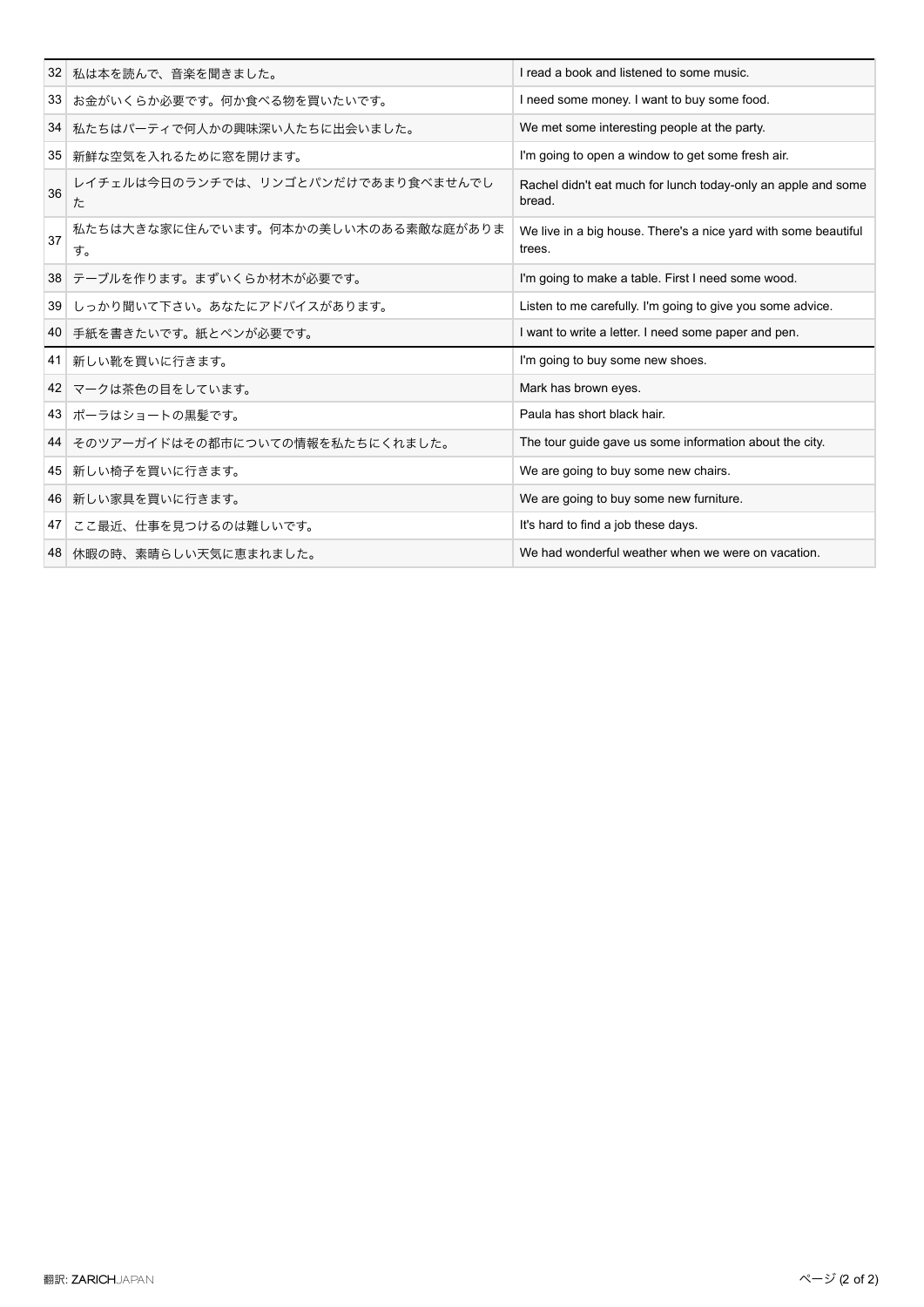| | | |
|---|---|---|
| 32 | 私は本を読んで、音楽を聞きました。 | I read a book and listened to some music. |
| 33 | お金がいくらか必要です。何か食べる物を買いたいです。 | I need some money. I want to buy some food. |
| 34 | 私たちはパーティで何人かの興味深い人たちに出会いました。 | We met some interesting people at the party. |
| 35 | 新鮮な空気を入れるために窓を開けます。 | I'm going to open a window to get some fresh air. |
| 36 | レイチェルは今日のランチでは、リンゴとパンだけであまり食べませんでした | Rachel didn't eat much for lunch today-only an apple and some bread. |
| 37 | 私たちは大きな家に住んでいます。何本かの美しい木のある素敵な庭があります。 | We live in a big house. There's a nice yard with some beautiful trees. |
| 38 | テーブルを作ります。まずいくらか材木が必要です。 | I'm going to make a table. First I need some wood. |
| 39 | しっかり聞いて下さい。あなたにアドバイスがあります。 | Listen to me carefully. I'm going to give you some advice. |
| 40 | 手紙を書きたいです。紙とペンが必要です。 | I want to write a letter. I need some paper and pen. |
| 41 | 新しい靴を買いに行きます。 | I'm going to buy some new shoes. |
| 42 | マークは茶色の目をしています。 | Mark has brown eyes. |
| 43 | ポーラはショートの黒髪です。 | Paula has short black hair. |
| 44 | そのツアーガイドはその都市についての情報を私たちにくれました。 | The tour guide gave us some information about the city. |
| 45 | 新しい椅子を買いに行きます。 | We are going to buy some new chairs. |
| 46 | 新しい家具を買いに行きます。 | We are going to buy some new furniture. |
| 47 | ここ最近、仕事を見つけるのは難しいです。 | It's hard to find a job these days. |
| 48 | 休暇の時、素晴らしい天気に恵まれました。 | We had wonderful weather when we were on vacation. |

翻訳: ZARICHJAPAN